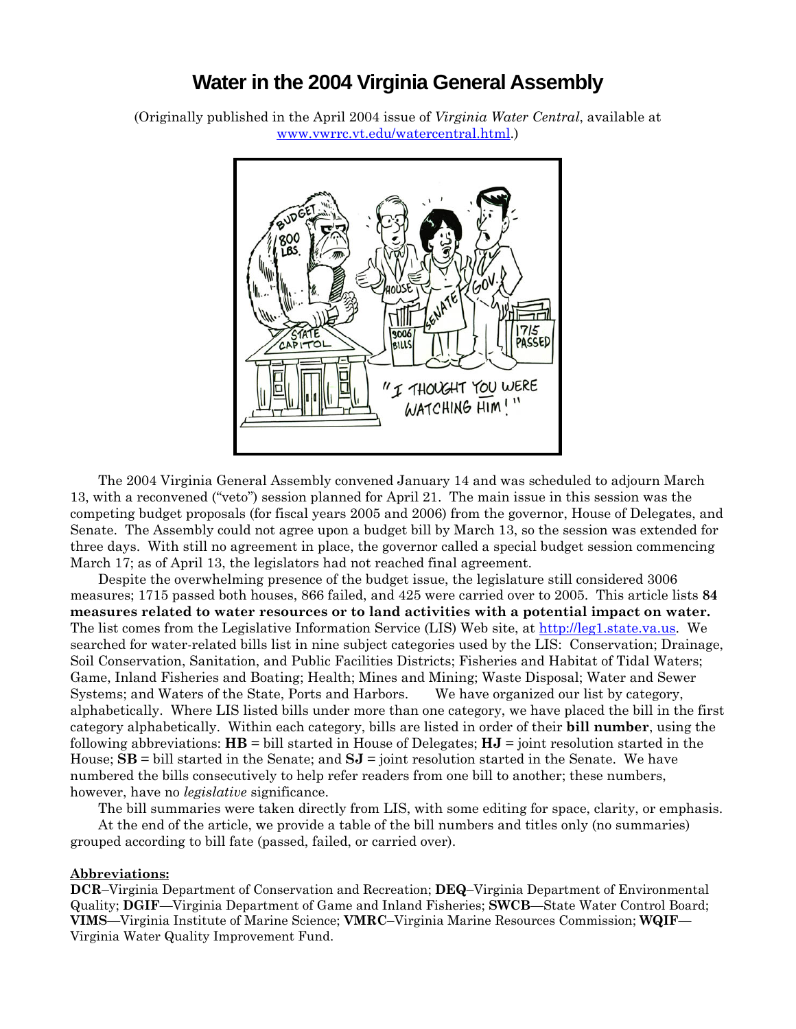# Water in the 2004 Virginia General Assembly

(Originally published in the April 2004 issue of *Virginia Water Central*, available at [www.vwrrc.vt.edu/watercentral.html](www.vwrrc.vt.edu/watercentral.html).)

The 2004 Virginia General Assembly convened January 14 and was scheduled to adjourn March 13, with a reconvened ("veto") session planned for April 21. The main issue in this session was the competing budget proposals (for fiscal years 2005 and 2006) from the governor, House of Delegates, and Senate. The Assembly could not agree upon a budget bill by March 13, so the session was extended for three days. With still no agreement in place, the governor called a special budget session commencing March 17; as of April 13, the legislators had not reached final agreement.

Despite the overwhelming presence of the budget issue, the legislature still considered 3006 measures; 1715 passed both houses, 866 failed, and 425 were carried over to 2005. This article lists **84 measures related to water resources or to land activities with a potential impact on water.** The list comes from the Legislative Information Service (LIS) Web site, at [http://leg1.state.va.us](http://leg1.state.va.us). We searched for water-related bills list in nine subject categories used by the LIS: Conservation; Drainage, Soil Conservation, Sanitation, and Public Facilities Districts; Fisheries and Habitat of Tidal Waters; Game, Inland Fisheries and Boating; Health; Mines and Mining; Waste Disposal; Water and Sewer Systems; and Waters of the State, Ports and Harbors. We have organized our list by category, alphabetically. Where LIS listed bills under more than one category, we have placed the bill in the first category alphabetically. Within each category, bills are listed in order of their **bill number**, using the following abbreviations: **HB** = bill started in House of Delegates; **HJ** = joint resolution started in the House; **SB** = bill started in the Senate; and **SJ** = joint resolution started in the Senate. We have numbered the bills consecutively to help refer readers from one bill to another; these numbers, however, have no *legislative* significance.

The bill summaries were taken directly from LIS, with some editing for space, clarity, or emphasis.

At the end of the article, we provide a table of the bill numbers and titles only (no summaries) grouped according to bill fate (passed, failed, or carried over).

**Abbreviations:**

**DCR**–Virginia Department of Conservation and Recreation; **DEQ**–Virginia Department of Environmental Quality; **DGIF**—Virginia Department of Game and Inland Fisheries; **SWCB**—State Water Control Board; **VIMS**—Virginia Institute of Marine Science; **VMRC**–Virginia Marine Resources Commission; **WQIF**—Virginia Water Quality Improvement Fund.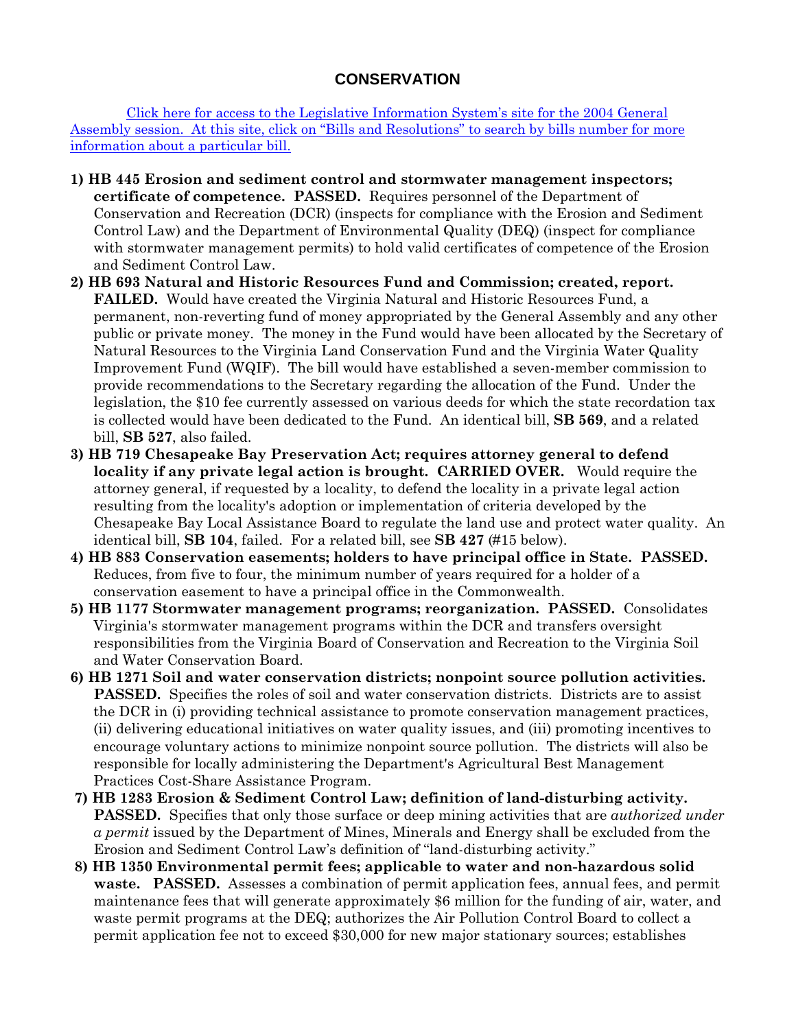## CONSERVATION

Click here for access to the Legislative Information System's site for the 2004 General Assembly session. At this site, click on "Bills and Resolutions" to search by bills number for more information about a particular bill.

1) **HB 445 Erosion and sediment control and stormwater management inspectors; certificate of competence. PASSED.** Requires personnel of the Department of Conservation and Recreation (DCR) (inspects for compliance with the Erosion and Sediment Control Law) and the Department of Environmental Quality (DEQ) (inspect for compliance with stormwater management permits) to hold valid certificates of competence of the Erosion and Sediment Control Law.
2) **HB 693 Natural and Historic Resources Fund and Commission; created, report. FAILED.** Would have created the Virginia Natural and Historic Resources Fund, a permanent, non-reverting fund of money appropriated by the General Assembly and any other public or private money. The money in the Fund would have been allocated by the Secretary of Natural Resources to the Virginia Land Conservation Fund and the Virginia Water Quality Improvement Fund (WQIF). The bill would have established a seven-member commission to provide recommendations to the Secretary regarding the allocation of the Fund. Under the legislation, the $10 fee currently assessed on various deeds for which the state recordation tax is collected would have been dedicated to the Fund. An identical bill, **SB 569**, and a related bill, **SB 527**, also failed.
3) **HB 719 Chesapeake Bay Preservation Act; requires attorney general to defend locality if any private legal action is brought. CARRIED OVER.** Would require the attorney general, if requested by a locality, to defend the locality in a private legal action resulting from the locality's adoption or implementation of criteria developed by the Chesapeake Bay Local Assistance Board to regulate the land use and protect water quality. An identical bill, **SB 104**, failed. For a related bill, see **SB 427** (#15 below).
4) **HB 883 Conservation easements; holders to have principal office in State. PASSED.** Reduces, from five to four, the minimum number of years required for a holder of a conservation easement to have a principal office in the Commonwealth.
5) **HB 1177 Stormwater management programs; reorganization. PASSED.** Consolidates Virginia's stormwater management programs within the DCR and transfers oversight responsibilities from the Virginia Board of Conservation and Recreation to the Virginia Soil and Water Conservation Board.
6) **HB 1271 Soil and water conservation districts; nonpoint source pollution activities. PASSED.** Specifies the roles of soil and water conservation districts. Districts are to assist the DCR in (i) providing technical assistance to promote conservation management practices, (ii) delivering educational initiatives on water quality issues, and (iii) promoting incentives to encourage voluntary actions to minimize nonpoint source pollution. The districts will also be responsible for locally administering the Department's Agricultural Best Management Practices Cost-Share Assistance Program.
7) **HB 1283 Erosion & Sediment Control Law; definition of land-disturbing activity. PASSED.** Specifies that only those surface or deep mining activities that are *authorized under a permit* issued by the Department of Mines, Minerals and Energy shall be excluded from the Erosion and Sediment Control Law's definition of "land-disturbing activity."
8) **HB 1350 Environmental permit fees; applicable to water and non-hazardous solid waste. PASSED.** Assesses a combination of permit application fees, annual fees, and permit maintenance fees that will generate approximately $6 million for the funding of air, water, and waste permit programs at the DEQ; authorizes the Air Pollution Control Board to collect a permit application fee not to exceed $30,000 for new major stationary sources; establishes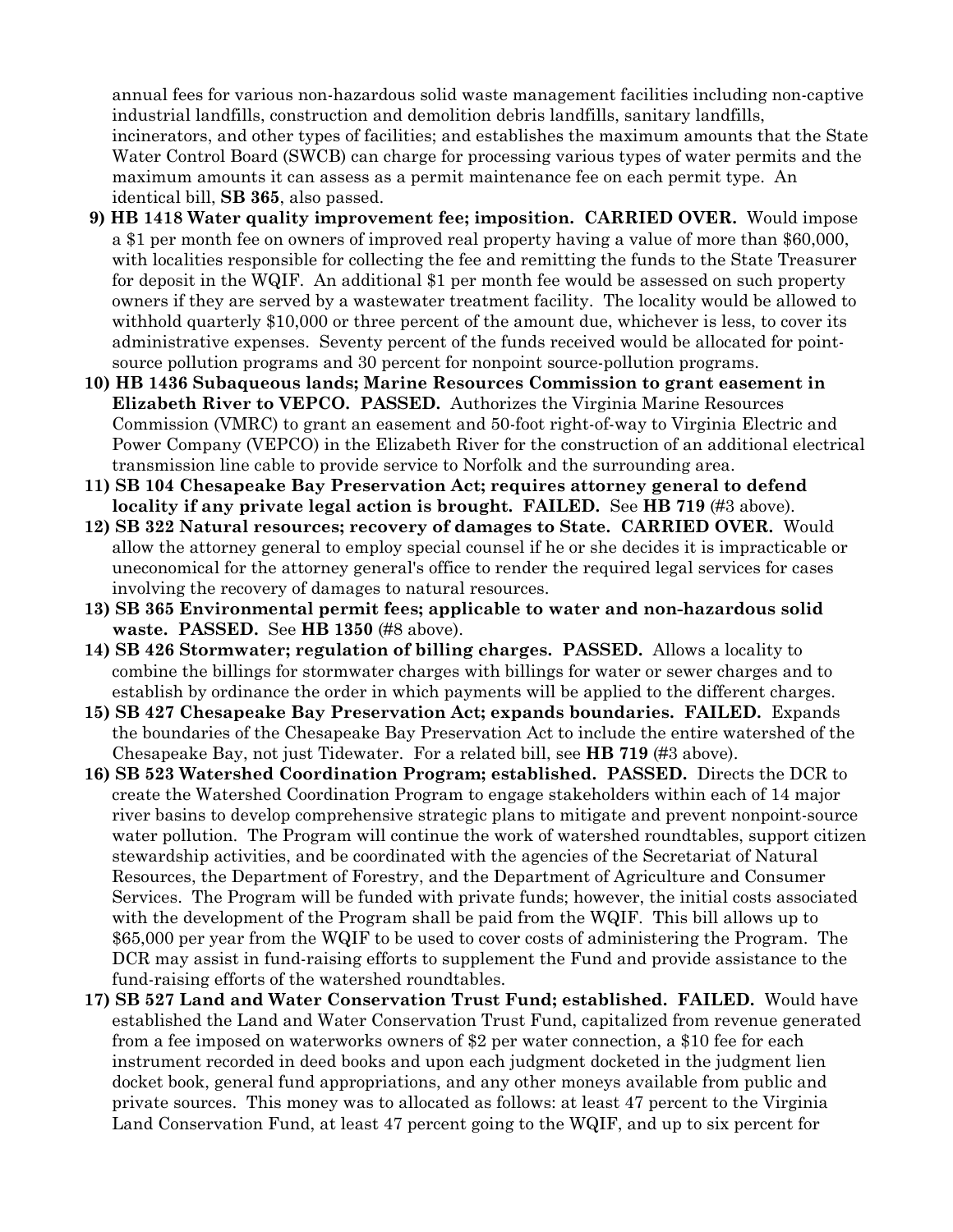annual fees for various non-hazardous solid waste management facilities including non-captive industrial landfills, construction and demolition debris landfills, sanitary landfills, incinerators, and other types of facilities; and establishes the maximum amounts that the State Water Control Board (SWCB) can charge for processing various types of water permits and the maximum amounts it can assess as a permit maintenance fee on each permit type. An identical bill, **SB 365**, also passed.

9) **HB 1418 Water quality improvement fee; imposition. CARRIED OVER.** Would impose a $1 per month fee on owners of improved real property having a value of more than $60,000, with localities responsible for collecting the fee and remitting the funds to the State Treasurer for deposit in the WQIF. An additional $1 per month fee would be assessed on such property owners if they are served by a wastewater treatment facility. The locality would be allowed to withhold quarterly $10,000 or three percent of the amount due, whichever is less, to cover its administrative expenses. Seventy percent of the funds received would be allocated for point-source pollution programs and 30 percent for nonpoint source-pollution programs.

10) **HB 1436 Subaqueous lands; Marine Resources Commission to grant easement in Elizabeth River to VEPCO. PASSED.** Authorizes the Virginia Marine Resources Commission (VMRC) to grant an easement and 50-foot right-of-way to Virginia Electric and Power Company (VEPCO) in the Elizabeth River for the construction of an additional electrical transmission line cable to provide service to Norfolk and the surrounding area.

11) **SB 104 Chesapeake Bay Preservation Act; requires attorney general to defend locality if any private legal action is brought. FAILED.** See **HB 719** (#3 above).

12) **SB 322 Natural resources; recovery of damages to State. CARRIED OVER.** Would allow the attorney general to employ special counsel if he or she decides it is impracticable or uneconomical for the attorney general's office to render the required legal services for cases involving the recovery of damages to natural resources.

13) **SB 365 Environmental permit fees; applicable to water and non-hazardous solid waste. PASSED.** See **HB 1350** (#8 above).

14) **SB 426 Stormwater; regulation of billing charges. PASSED.** Allows a locality to combine the billings for stormwater charges with billings for water or sewer charges and to establish by ordinance the order in which payments will be applied to the different charges.

15) **SB 427 Chesapeake Bay Preservation Act; expands boundaries. FAILED.** Expands the boundaries of the Chesapeake Bay Preservation Act to include the entire watershed of the Chesapeake Bay, not just Tidewater. For a related bill, see **HB 719** (#3 above).

16) **SB 523 Watershed Coordination Program; established. PASSED.** Directs the DCR to create the Watershed Coordination Program to engage stakeholders within each of 14 major river basins to develop comprehensive strategic plans to mitigate and prevent nonpoint-source water pollution. The Program will continue the work of watershed roundtables, support citizen stewardship activities, and be coordinated with the agencies of the Secretariat of Natural Resources, the Department of Forestry, and the Department of Agriculture and Consumer Services. The Program will be funded with private funds; however, the initial costs associated with the development of the Program shall be paid from the WQIF. This bill allows up to $65,000 per year from the WQIF to be used to cover costs of administering the Program. The DCR may assist in fund-raising efforts to supplement the Fund and provide assistance to the fund-raising efforts of the watershed roundtables.

17) **SB 527 Land and Water Conservation Trust Fund; established. FAILED.** Would have established the Land and Water Conservation Trust Fund, capitalized from revenue generated from a fee imposed on waterworks owners of $2 per water connection, a $10 fee for each instrument recorded in deed books and upon each judgment docketed in the judgment lien docket book, general fund appropriations, and any other moneys available from public and private sources. This money was to allocated as follows: at least 47 percent to the Virginia Land Conservation Fund, at least 47 percent going to the WQIF, and up to six percent for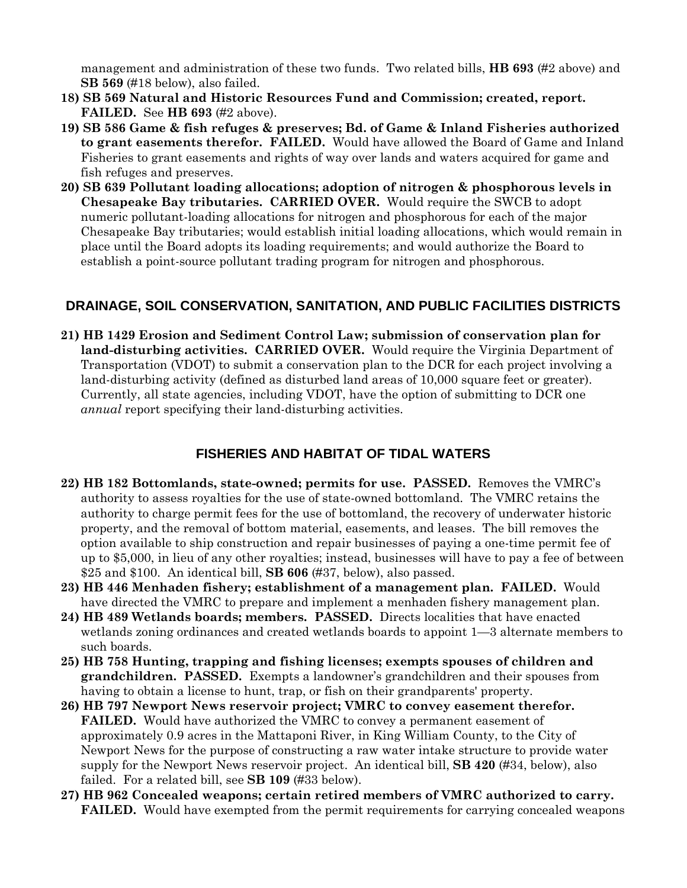management and administration of these two funds. Two related bills, **HB 693** (#2 above) and **SB 569** (#18 below), also failed.

18) **SB 569 Natural and Historic Resources Fund and Commission; created, report. FAILED.** See **HB 693** (#2 above).

19) **SB 586 Game & fish refuges & preserves; Bd. of Game & Inland Fisheries authorized to grant easements therefor. FAILED.** Would have allowed the Board of Game and Inland Fisheries to grant easements and rights of way over lands and waters acquired for game and fish refuges and preserves.

20) **SB 639 Pollutant loading allocations; adoption of nitrogen & phosphorous levels in Chesapeake Bay tributaries. CARRIED OVER.** Would require the SWCB to adopt numeric pollutant-loading allocations for nitrogen and phosphorous for each of the major Chesapeake Bay tributaries; would establish initial loading allocations, which would remain in place until the Board adopts its loading requirements; and would authorize the Board to establish a point-source pollutant trading program for nitrogen and phosphorous.

## DRAINAGE, SOIL CONSERVATION, SANITATION, AND PUBLIC FACILITIES DISTRICTS

21) **HB 1429 Erosion and Sediment Control Law; submission of conservation plan for land-disturbing activities. CARRIED OVER.** Would require the Virginia Department of Transportation (VDOT) to submit a conservation plan to the DCR for each project involving a land-disturbing activity (defined as disturbed land areas of 10,000 square feet or greater). Currently, all state agencies, including VDOT, have the option of submitting to DCR one *annual* report specifying their land-disturbing activities.

## FISHERIES AND HABITAT OF TIDAL WATERS

22) **HB 182 Bottomlands, state-owned; permits for use. PASSED.** Removes the VMRC's authority to assess royalties for the use of state-owned bottomland. The VMRC retains the authority to charge permit fees for the use of bottomland, the recovery of underwater historic property, and the removal of bottom material, easements, and leases. The bill removes the option available to ship construction and repair businesses of paying a one-time permit fee of up to $5,000, in lieu of any other royalties; instead, businesses will have to pay a fee of between $25 and $100. An identical bill, **SB 606** (#37, below), also passed.

23) **HB 446 Menhaden fishery; establishment of a management plan. FAILED.** Would have directed the VMRC to prepare and implement a menhaden fishery management plan.

24) **HB 489 Wetlands boards; members. PASSED.** Directs localities that have enacted wetlands zoning ordinances and created wetlands boards to appoint 1—3 alternate members to such boards.

25) **HB 758 Hunting, trapping and fishing licenses; exempts spouses of children and grandchildren. PASSED.** Exempts a landowner's grandchildren and their spouses from having to obtain a license to hunt, trap, or fish on their grandparents' property.

26) **HB 797 Newport News reservoir project; VMRC to convey easement therefor. FAILED.** Would have authorized the VMRC to convey a permanent easement of approximately 0.9 acres in the Mattaponi River, in King William County, to the City of Newport News for the purpose of constructing a raw water intake structure to provide water supply for the Newport News reservoir project. An identical bill, **SB 420** (#34, below), also failed. For a related bill, see **SB 109** (#33 below).

27) **HB 962 Concealed weapons; certain retired members of VMRC authorized to carry. FAILED.** Would have exempted from the permit requirements for carrying concealed weapons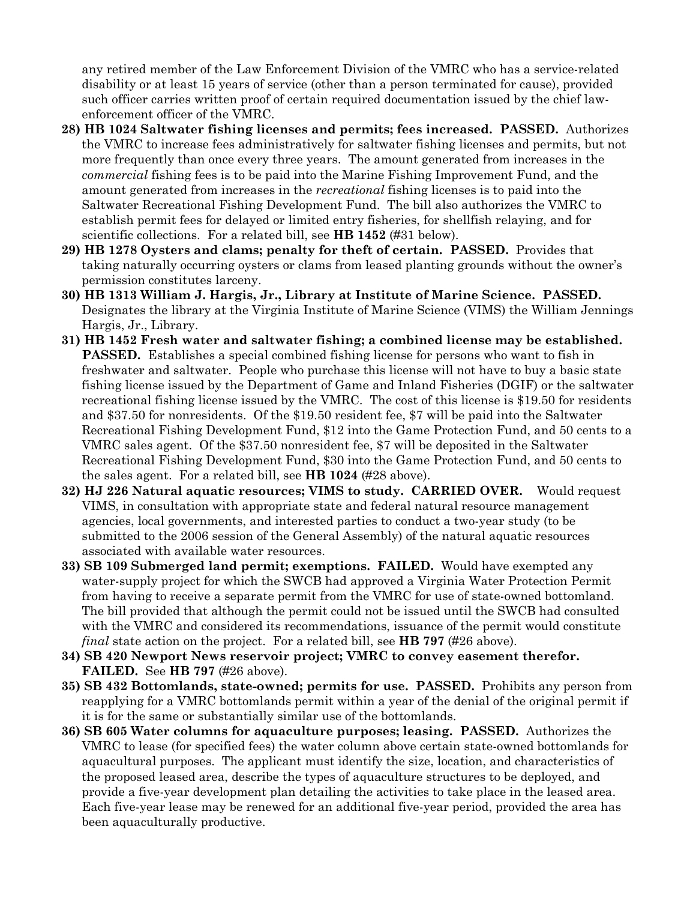any retired member of the Law Enforcement Division of the VMRC who has a service-related disability or at least 15 years of service (other than a person terminated for cause), provided such officer carries written proof of certain required documentation issued by the chief law-enforcement officer of the VMRC.

28) **HB 1024 Saltwater fishing licenses and permits; fees increased. PASSED.** Authorizes the VMRC to increase fees administratively for saltwater fishing licenses and permits, but not more frequently than once every three years. The amount generated from increases in the *commercial* fishing fees is to be paid into the Marine Fishing Improvement Fund, and the amount generated from increases in the *recreational* fishing licenses is to paid into the Saltwater Recreational Fishing Development Fund. The bill also authorizes the VMRC to establish permit fees for delayed or limited entry fisheries, for shellfish relaying, and for scientific collections. For a related bill, see **HB 1452** (#31 below).
29) **HB 1278 Oysters and clams; penalty for theft of certain. PASSED.** Provides that taking naturally occurring oysters or clams from leased planting grounds without the owner's permission constitutes larceny.
30) **HB 1313 William J. Hargis, Jr., Library at Institute of Marine Science. PASSED.** Designates the library at the Virginia Institute of Marine Science (VIMS) the William Jennings Hargis, Jr., Library.
31) **HB 1452 Fresh water and saltwater fishing; a combined license may be established. PASSED.** Establishes a special combined fishing license for persons who want to fish in freshwater and saltwater. People who purchase this license will not have to buy a basic state fishing license issued by the Department of Game and Inland Fisheries (DGIF) or the saltwater recreational fishing license issued by the VMRC. The cost of this license is $19.50 for residents and $37.50 for nonresidents. Of the $19.50 resident fee, $7 will be paid into the Saltwater Recreational Fishing Development Fund, $12 into the Game Protection Fund, and 50 cents to a VMRC sales agent. Of the $37.50 nonresident fee, $7 will be deposited in the Saltwater Recreational Fishing Development Fund, $30 into the Game Protection Fund, and 50 cents to the sales agent. For a related bill, see **HB 1024** (#28 above).
32) **HJ 226 Natural aquatic resources; VIMS to study. CARRIED OVER.** Would request VIMS, in consultation with appropriate state and federal natural resource management agencies, local governments, and interested parties to conduct a two-year study (to be submitted to the 2006 session of the General Assembly) of the natural aquatic resources associated with available water resources.
33) **SB 109 Submerged land permit; exemptions. FAILED.** Would have exempted any water-supply project for which the SWCB had approved a Virginia Water Protection Permit from having to receive a separate permit from the VMRC for use of state-owned bottomland. The bill provided that although the permit could not be issued until the SWCB had consulted with the VMRC and considered its recommendations, issuance of the permit would constitute *final* state action on the project. For a related bill, see **HB 797** (#26 above).
34) **SB 420 Newport News reservoir project; VMRC to convey easement therefor. FAILED.** See **HB 797** (#26 above).
35) **SB 432 Bottomlands, state-owned; permits for use. PASSED.** Prohibits any person from reapplying for a VMRC bottomlands permit within a year of the denial of the original permit if it is for the same or substantially similar use of the bottomlands.
36) **SB 605 Water columns for aquaculture purposes; leasing. PASSED.** Authorizes the VMRC to lease (for specified fees) the water column above certain state-owned bottomlands for aquacultural purposes. The applicant must identify the size, location, and characteristics of the proposed leased area, describe the types of aquaculture structures to be deployed, and provide a five-year development plan detailing the activities to take place in the leased area. Each five-year lease may be renewed for an additional five-year period, provided the area has been aquaculturally productive.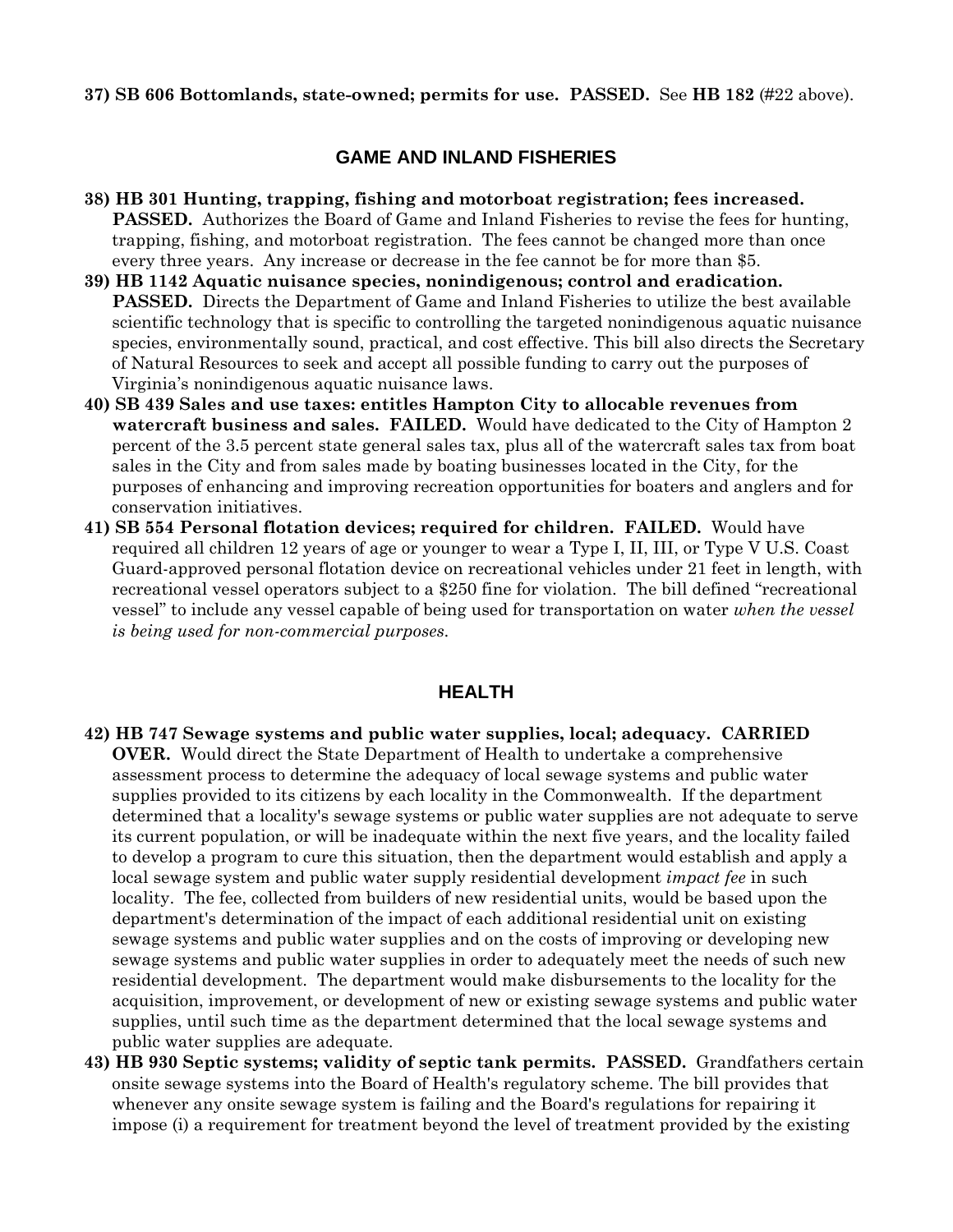**37) SB 606 Bottomlands, state-owned; permits for use. PASSED.** See **HB 182** (#22 above).

## GAME AND INLAND FISHERIES

**38) HB 301 Hunting, trapping, fishing and motorboat registration; fees increased. PASSED.** Authorizes the Board of Game and Inland Fisheries to revise the fees for hunting, trapping, fishing, and motorboat registration. The fees cannot be changed more than once every three years. Any increase or decrease in the fee cannot be for more than $5.

**39) HB 1142 Aquatic nuisance species, nonindigenous; control and eradication. PASSED.** Directs the Department of Game and Inland Fisheries to utilize the best available scientific technology that is specific to controlling the targeted nonindigenous aquatic nuisance species, environmentally sound, practical, and cost effective. This bill also directs the Secretary of Natural Resources to seek and accept all possible funding to carry out the purposes of Virginia's nonindigenous aquatic nuisance laws.

**40) SB 439 Sales and use taxes: entitles Hampton City to allocable revenues from watercraft business and sales. FAILED.** Would have dedicated to the City of Hampton 2 percent of the 3.5 percent state general sales tax, plus all of the watercraft sales tax from boat sales in the City and from sales made by boating businesses located in the City, for the purposes of enhancing and improving recreation opportunities for boaters and anglers and for conservation initiatives.

**41) SB 554 Personal flotation devices; required for children. FAILED.** Would have required all children 12 years of age or younger to wear a Type I, II, III, or Type V U.S. Coast Guard-approved personal flotation device on recreational vehicles under 21 feet in length, with recreational vessel operators subject to a $250 fine for violation. The bill defined "recreational vessel" to include any vessel capable of being used for transportation on water *when the vessel is being used for non-commercial purposes*.

## HEALTH

**42) HB 747 Sewage systems and public water supplies, local; adequacy. CARRIED OVER.** Would direct the State Department of Health to undertake a comprehensive assessment process to determine the adequacy of local sewage systems and public water supplies provided to its citizens by each locality in the Commonwealth. If the department determined that a locality's sewage systems or public water supplies are not adequate to serve its current population, or will be inadequate within the next five years, and the locality failed to develop a program to cure this situation, then the department would establish and apply a local sewage system and public water supply residential development *impact fee* in such locality. The fee, collected from builders of new residential units, would be based upon the department's determination of the impact of each additional residential unit on existing sewage systems and public water supplies and on the costs of improving or developing new sewage systems and public water supplies in order to adequately meet the needs of such new residential development. The department would make disbursements to the locality for the acquisition, improvement, or development of new or existing sewage systems and public water supplies, until such time as the department determined that the local sewage systems and public water supplies are adequate.

**43) HB 930 Septic systems; validity of septic tank permits. PASSED.** Grandfathers certain onsite sewage systems into the Board of Health's regulatory scheme. The bill provides that whenever any onsite sewage system is failing and the Board's regulations for repairing it impose (i) a requirement for treatment beyond the level of treatment provided by the existing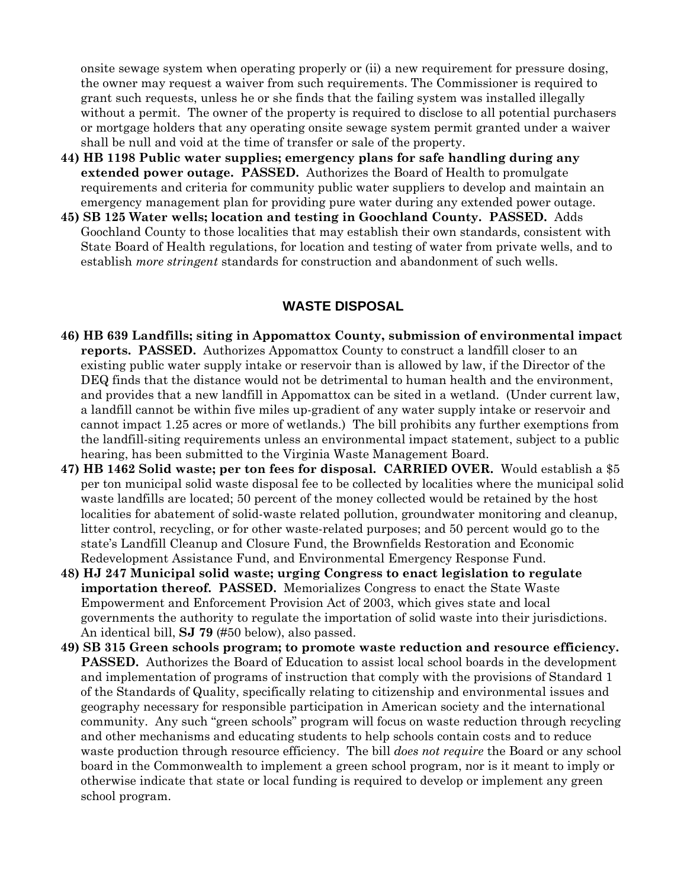onsite sewage system when operating properly or (ii) a new requirement for pressure dosing, the owner may request a waiver from such requirements. The Commissioner is required to grant such requests, unless he or she finds that the failing system was installed illegally without a permit. The owner of the property is required to disclose to all potential purchasers or mortgage holders that any operating onsite sewage system permit granted under a waiver shall be null and void at the time of transfer or sale of the property.

44) **HB 1198 Public water supplies; emergency plans for safe handling during any extended power outage. PASSED.** Authorizes the Board of Health to promulgate requirements and criteria for community public water suppliers to develop and maintain an emergency management plan for providing pure water during any extended power outage.

45) **SB 125 Water wells; location and testing in Goochland County. PASSED.** Adds Goochland County to those localities that may establish their own standards, consistent with State Board of Health regulations, for location and testing of water from private wells, and to establish *more stringent* standards for construction and abandonment of such wells.

## WASTE DISPOSAL

46) **HB 639 Landfills; siting in Appomattox County, submission of environmental impact reports. PASSED.** Authorizes Appomattox County to construct a landfill closer to an existing public water supply intake or reservoir than is allowed by law, if the Director of the DEQ finds that the distance would not be detrimental to human health and the environment, and provides that a new landfill in Appomattox can be sited in a wetland. (Under current law, a landfill cannot be within five miles up-gradient of any water supply intake or reservoir and cannot impact 1.25 acres or more of wetlands.) The bill prohibits any further exemptions from the landfill-siting requirements unless an environmental impact statement, subject to a public hearing, has been submitted to the Virginia Waste Management Board.

47) **HB 1462 Solid waste; per ton fees for disposal. CARRIED OVER.** Would establish a $5 per ton municipal solid waste disposal fee to be collected by localities where the municipal solid waste landfills are located; 50 percent of the money collected would be retained by the host localities for abatement of solid-waste related pollution, groundwater monitoring and cleanup, litter control, recycling, or for other waste-related purposes; and 50 percent would go to the state's Landfill Cleanup and Closure Fund, the Brownfields Restoration and Economic Redevelopment Assistance Fund, and Environmental Emergency Response Fund.

48) **HJ 247 Municipal solid waste; urging Congress to enact legislation to regulate importation thereof. PASSED.** Memorializes Congress to enact the State Waste Empowerment and Enforcement Provision Act of 2003, which gives state and local governments the authority to regulate the importation of solid waste into their jurisdictions. An identical bill, **SJ 79** (#50 below), also passed.

49) **SB 315 Green schools program; to promote waste reduction and resource efficiency. PASSED.** Authorizes the Board of Education to assist local school boards in the development and implementation of programs of instruction that comply with the provisions of Standard 1 of the Standards of Quality, specifically relating to citizenship and environmental issues and geography necessary for responsible participation in American society and the international community. Any such "green schools" program will focus on waste reduction through recycling and other mechanisms and educating students to help schools contain costs and to reduce waste production through resource efficiency. The bill *does not require* the Board or any school board in the Commonwealth to implement a green school program, nor is it meant to imply or otherwise indicate that state or local funding is required to develop or implement any green school program.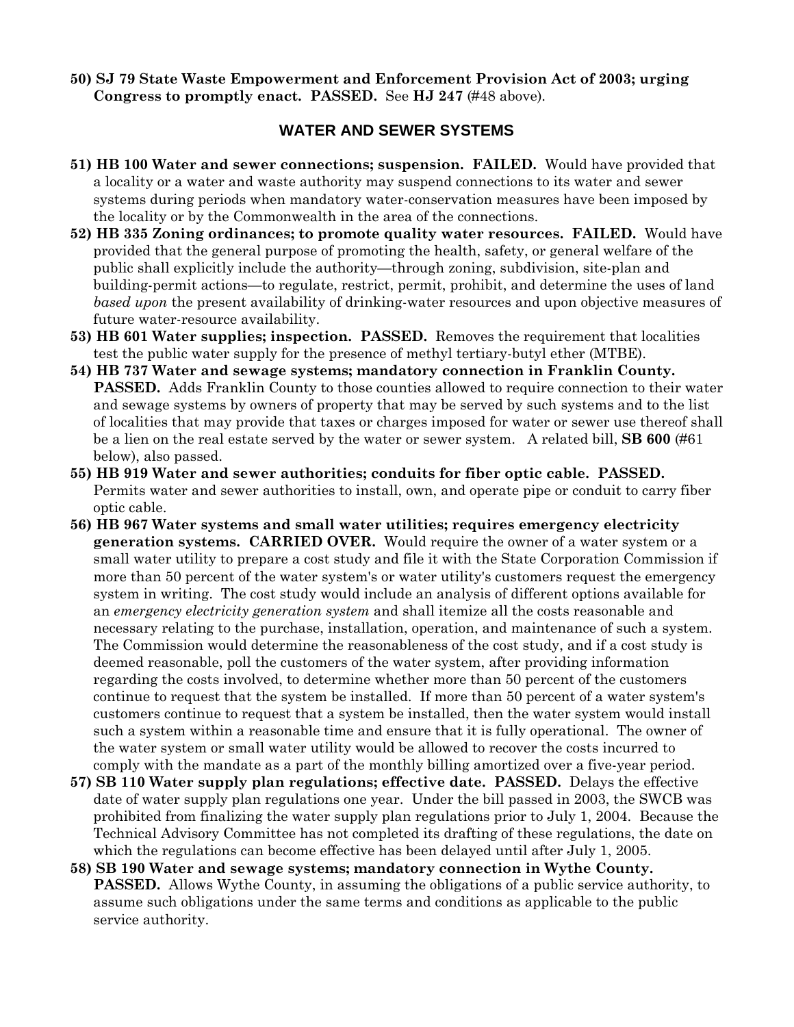50) **SJ 79 State Waste Empowerment and Enforcement Provision Act of 2003; urging Congress to promptly enact. PASSED.** See **HJ 247** (#48 above).

## WATER AND SEWER SYSTEMS

51) **HB 100 Water and sewer connections; suspension. FAILED.** Would have provided that a locality or a water and waste authority may suspend connections to its water and sewer systems during periods when mandatory water-conservation measures have been imposed by the locality or by the Commonwealth in the area of the connections.

52) **HB 335 Zoning ordinances; to promote quality water resources. FAILED.** Would have provided that the general purpose of promoting the health, safety, or general welfare of the public shall explicitly include the authority—through zoning, subdivision, site-plan and building-permit actions—to regulate, restrict, permit, prohibit, and determine the uses of land *based upon* the present availability of drinking-water resources and upon objective measures of future water-resource availability.

53) **HB 601 Water supplies; inspection. PASSED.** Removes the requirement that localities test the public water supply for the presence of methyl tertiary-butyl ether (MTBE).

54) **HB 737 Water and sewage systems; mandatory connection in Franklin County. PASSED.** Adds Franklin County to those counties allowed to require connection to their water and sewage systems by owners of property that may be served by such systems and to the list of localities that may provide that taxes or charges imposed for water or sewer use thereof shall be a lien on the real estate served by the water or sewer system. A related bill, **SB 600** (#61 below), also passed.

55) **HB 919 Water and sewer authorities; conduits for fiber optic cable. PASSED.** Permits water and sewer authorities to install, own, and operate pipe or conduit to carry fiber optic cable.

56) **HB 967 Water systems and small water utilities; requires emergency electricity generation systems. CARRIED OVER.** Would require the owner of a water system or a small water utility to prepare a cost study and file it with the State Corporation Commission if more than 50 percent of the water system's or water utility's customers request the emergency system in writing. The cost study would include an analysis of different options available for an *emergency electricity generation system* and shall itemize all the costs reasonable and necessary relating to the purchase, installation, operation, and maintenance of such a system. The Commission would determine the reasonableness of the cost study, and if a cost study is deemed reasonable, poll the customers of the water system, after providing information regarding the costs involved, to determine whether more than 50 percent of the customers continue to request that the system be installed. If more than 50 percent of a water system's customers continue to request that a system be installed, then the water system would install such a system within a reasonable time and ensure that it is fully operational. The owner of the water system or small water utility would be allowed to recover the costs incurred to comply with the mandate as a part of the monthly billing amortized over a five-year period.

57) **SB 110 Water supply plan regulations; effective date. PASSED.** Delays the effective date of water supply plan regulations one year. Under the bill passed in 2003, the SWCB was prohibited from finalizing the water supply plan regulations prior to July 1, 2004. Because the Technical Advisory Committee has not completed its drafting of these regulations, the date on which the regulations can become effective has been delayed until after July 1, 2005.

58) **SB 190 Water and sewage systems; mandatory connection in Wythe County. PASSED.** Allows Wythe County, in assuming the obligations of a public service authority, to assume such obligations under the same terms and conditions as applicable to the public service authority.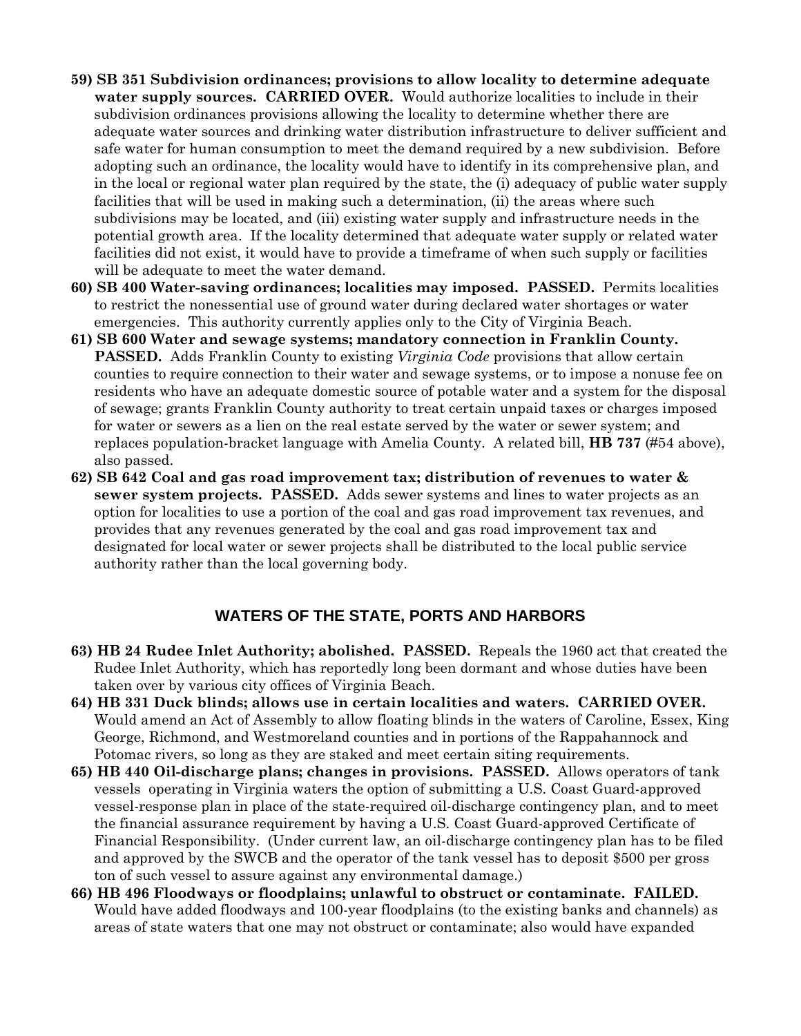59) **SB 351 Subdivision ordinances; provisions to allow locality to determine adequate water supply sources. CARRIED OVER.** Would authorize localities to include in their subdivision ordinances provisions allowing the locality to determine whether there are adequate water sources and drinking water distribution infrastructure to deliver sufficient and safe water for human consumption to meet the demand required by a new subdivision. Before adopting such an ordinance, the locality would have to identify in its comprehensive plan, and in the local or regional water plan required by the state, the (i) adequacy of public water supply facilities that will be used in making such a determination, (ii) the areas where such subdivisions may be located, and (iii) existing water supply and infrastructure needs in the potential growth area. If the locality determined that adequate water supply or related water facilities did not exist, it would have to provide a timeframe of when such supply or facilities will be adequate to meet the water demand.

60) **SB 400 Water-saving ordinances; localities may imposed. PASSED.** Permits localities to restrict the nonessential use of ground water during declared water shortages or water emergencies. This authority currently applies only to the City of Virginia Beach.

61) **SB 600 Water and sewage systems; mandatory connection in Franklin County. PASSED.** Adds Franklin County to existing *Virginia Code* provisions that allow certain counties to require connection to their water and sewage systems, or to impose a nonuse fee on residents who have an adequate domestic source of potable water and a system for the disposal of sewage; grants Franklin County authority to treat certain unpaid taxes or charges imposed for water or sewers as a lien on the real estate served by the water or sewer system; and replaces population-bracket language with Amelia County. A related bill, **HB 737** (#54 above), also passed.

62) **SB 642 Coal and gas road improvement tax; distribution of revenues to water & sewer system projects. PASSED.** Adds sewer systems and lines to water projects as an option for localities to use a portion of the coal and gas road improvement tax revenues, and provides that any revenues generated by the coal and gas road improvement tax and designated for local water or sewer projects shall be distributed to the local public service authority rather than the local governing body.

## WATERS OF THE STATE, PORTS AND HARBORS

63) **HB 24 Rudee Inlet Authority; abolished. PASSED.** Repeals the 1960 act that created the Rudee Inlet Authority, which has reportedly long been dormant and whose duties have been taken over by various city offices of Virginia Beach.

64) **HB 331 Duck blinds; allows use in certain localities and waters. CARRIED OVER.** Would amend an Act of Assembly to allow floating blinds in the waters of Caroline, Essex, King George, Richmond, and Westmoreland counties and in portions of the Rappahannock and Potomac rivers, so long as they are staked and meet certain siting requirements.

65) **HB 440 Oil-discharge plans; changes in provisions. PASSED.** Allows operators of tank vessels operating in Virginia waters the option of submitting a U.S. Coast Guard-approved vessel-response plan in place of the state-required oil-discharge contingency plan, and to meet the financial assurance requirement by having a U.S. Coast Guard-approved Certificate of Financial Responsibility. (Under current law, an oil-discharge contingency plan has to be filed and approved by the SWCB and the operator of the tank vessel has to deposit $500 per gross ton of such vessel to assure against any environmental damage.)

66) **HB 496 Floodways or floodplains; unlawful to obstruct or contaminate. FAILED.** Would have added floodways and 100-year floodplains (to the existing banks and channels) as areas of state waters that one may not obstruct or contaminate; also would have expanded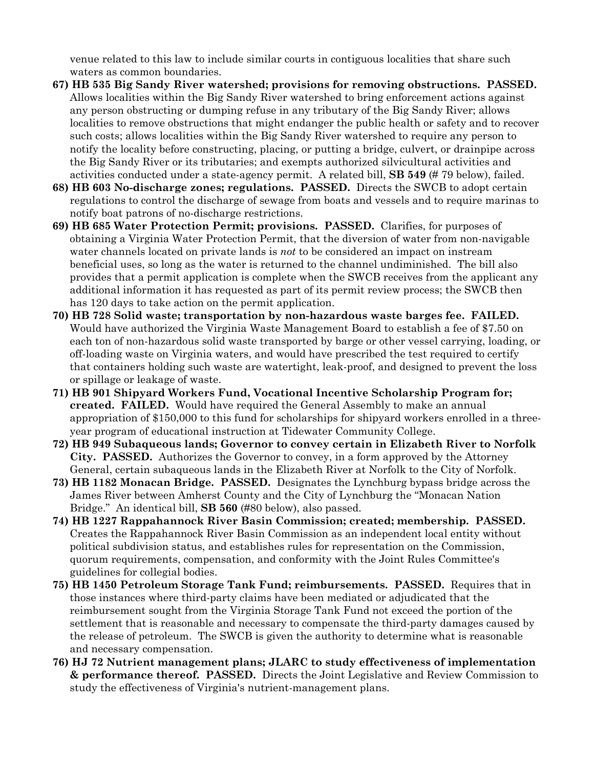venue related to this law to include similar courts in contiguous localities that share such waters as common boundaries.

67) **HB 535 Big Sandy River watershed; provisions for removing obstructions. PASSED.** Allows localities within the Big Sandy River watershed to bring enforcement actions against any person obstructing or dumping refuse in any tributary of the Big Sandy River; allows localities to remove obstructions that might endanger the public health or safety and to recover such costs; allows localities within the Big Sandy River watershed to require any person to notify the locality before constructing, placing, or putting a bridge, culvert, or drainpipe across the Big Sandy River or its tributaries; and exempts authorized silvicultural activities and activities conducted under a state-agency permit. A related bill, **SB 549** (# 79 below), failed.

68) **HB 603 No-discharge zones; regulations. PASSED.** Directs the SWCB to adopt certain regulations to control the discharge of sewage from boats and vessels and to require marinas to notify boat patrons of no-discharge restrictions.

69) **HB 685 Water Protection Permit; provisions. PASSED.** Clarifies, for purposes of obtaining a Virginia Water Protection Permit, that the diversion of water from non-navigable water channels located on private lands is *not* to be considered an impact on instream beneficial uses, so long as the water is returned to the channel undiminished. The bill also provides that a permit application is complete when the SWCB receives from the applicant any additional information it has requested as part of its permit review process; the SWCB then has 120 days to take action on the permit application.

70) **HB 728 Solid waste; transportation by non-hazardous waste barges fee. FAILED.** Would have authorized the Virginia Waste Management Board to establish a fee of $7.50 on each ton of non-hazardous solid waste transported by barge or other vessel carrying, loading, or off-loading waste on Virginia waters, and would have prescribed the test required to certify that containers holding such waste are watertight, leak-proof, and designed to prevent the loss or spillage or leakage of waste.

71) **HB 901 Shipyard Workers Fund, Vocational Incentive Scholarship Program for; created. FAILED.** Would have required the General Assembly to make an annual appropriation of $150,000 to this fund for scholarships for shipyard workers enrolled in a three-year program of educational instruction at Tidewater Community College.

72) **HB 949 Subaqueous lands; Governor to convey certain in Elizabeth River to Norfolk City. PASSED.** Authorizes the Governor to convey, in a form approved by the Attorney General, certain subaqueous lands in the Elizabeth River at Norfolk to the City of Norfolk.

73) **HB 1182 Monacan Bridge. PASSED.** Designates the Lynchburg bypass bridge across the James River between Amherst County and the City of Lynchburg the "Monacan Nation Bridge." An identical bill, **SB 560** (#80 below), also passed.

74) **HB 1227 Rappahannock River Basin Commission; created; membership. PASSED.** Creates the Rappahannock River Basin Commission as an independent local entity without political subdivision status, and establishes rules for representation on the Commission, quorum requirements, compensation, and conformity with the Joint Rules Committee's guidelines for collegial bodies.

75) **HB 1450 Petroleum Storage Tank Fund; reimbursements. PASSED.** Requires that in those instances where third-party claims have been mediated or adjudicated that the reimbursement sought from the Virginia Storage Tank Fund not exceed the portion of the settlement that is reasonable and necessary to compensate the third-party damages caused by the release of petroleum. The SWCB is given the authority to determine what is reasonable and necessary compensation.

76) **HJ 72 Nutrient management plans; JLARC to study effectiveness of implementation & performance thereof. PASSED.** Directs the Joint Legislative and Review Commission to study the effectiveness of Virginia's nutrient-management plans.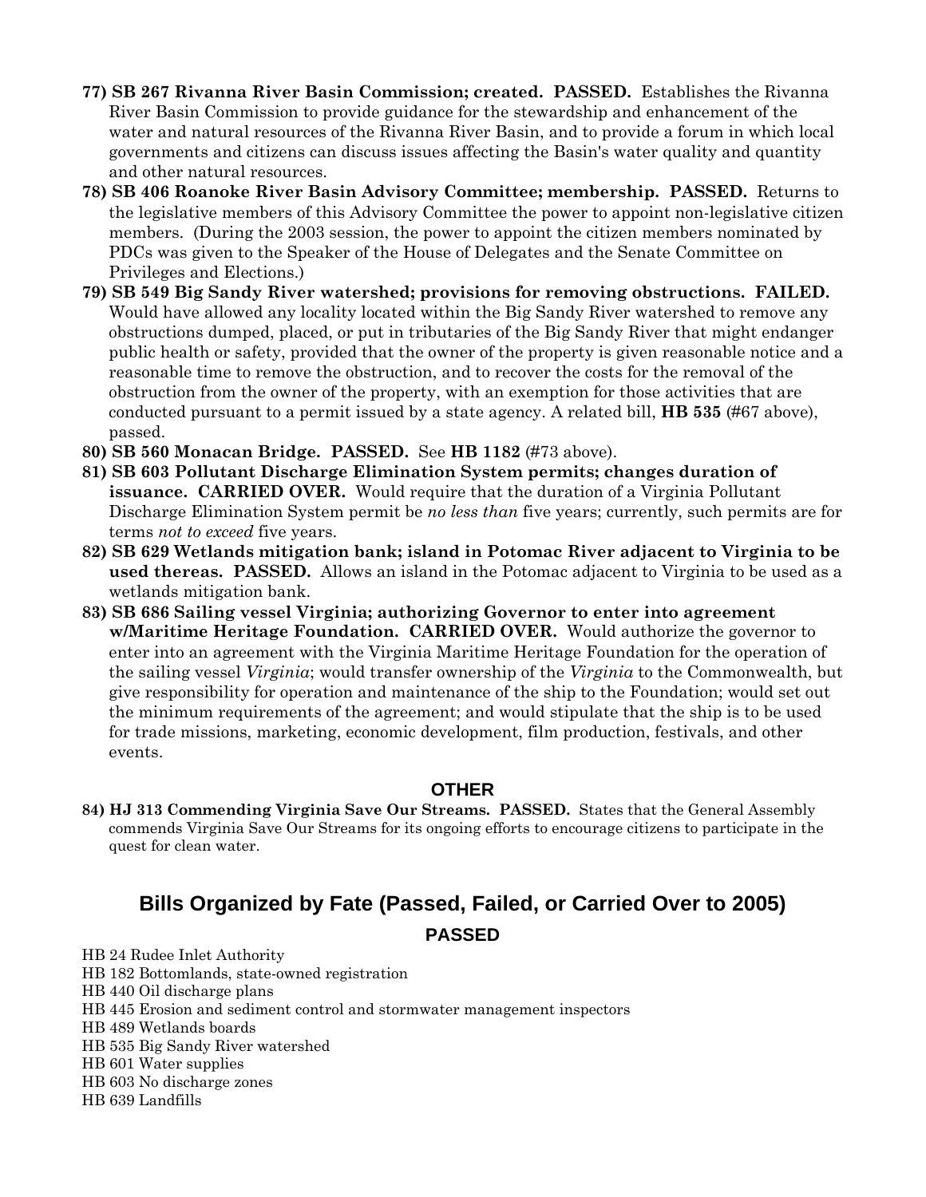**77) SB 267 Rivanna River Basin Commission; created. PASSED.** Establishes the Rivanna River Basin Commission to provide guidance for the stewardship and enhancement of the water and natural resources of the Rivanna River Basin, and to provide a forum in which local governments and citizens can discuss issues affecting the Basin's water quality and quantity and other natural resources.

**78) SB 406 Roanoke River Basin Advisory Committee; membership. PASSED.** Returns to the legislative members of this Advisory Committee the power to appoint non-legislative citizen members. (During the 2003 session, the power to appoint the citizen members nominated by PDCs was given to the Speaker of the House of Delegates and the Senate Committee on Privileges and Elections.)

**79) SB 549 Big Sandy River watershed; provisions for removing obstructions. FAILED.** Would have allowed any locality located within the Big Sandy River watershed to remove any obstructions dumped, placed, or put in tributaries of the Big Sandy River that might endanger public health or safety, provided that the owner of the property is given reasonable notice and a reasonable time to remove the obstruction, and to recover the costs for the removal of the obstruction from the owner of the property, with an exemption for those activities that are conducted pursuant to a permit issued by a state agency. A related bill, **HB 535** (#67 above), passed.

**80) SB 560 Monacan Bridge. PASSED.** See **HB 1182** (#73 above).

**81) SB 603 Pollutant Discharge Elimination System permits; changes duration of issuance. CARRIED OVER.** Would require that the duration of a Virginia Pollutant Discharge Elimination System permit be *no less than* five years; currently, such permits are for terms *not to exceed* five years.

**82) SB 629 Wetlands mitigation bank; island in Potomac River adjacent to Virginia to be used thereas. PASSED.** Allows an island in the Potomac adjacent to Virginia to be used as a wetlands mitigation bank.

**83) SB 686 Sailing vessel Virginia; authorizing Governor to enter into agreement w/Maritime Heritage Foundation. CARRIED OVER.** Would authorize the governor to enter into an agreement with the Virginia Maritime Heritage Foundation for the operation of the sailing vessel *Virginia*; would transfer ownership of the *Virginia* to the Commonwealth, but give responsibility for operation and maintenance of the ship to the Foundation; would set out the minimum requirements of the agreement; and would stipulate that the ship is to be used for trade missions, marketing, economic development, film production, festivals, and other events.

### OTHER

**84) HJ 313 Commending Virginia Save Our Streams. PASSED.** States that the General Assembly commends Virginia Save Our Streams for its ongoing efforts to encourage citizens to participate in the quest for clean water.

## Bills Organized by Fate (Passed, Failed, or Carried Over to 2005)

### PASSED

HB 24 Rudee Inlet Authority
HB 182 Bottomlands, state-owned registration
HB 440 Oil discharge plans
HB 445 Erosion and sediment control and stormwater management inspectors
HB 489 Wetlands boards
HB 535 Big Sandy River watershed
HB 601 Water supplies
HB 603 No discharge zones
HB 639 Landfills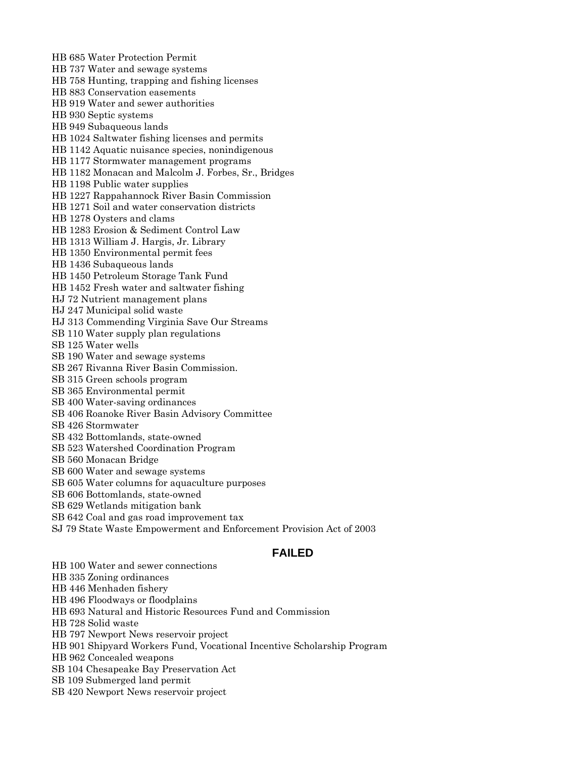HB 685 Water Protection Permit
HB 737 Water and sewage systems
HB 758 Hunting, trapping and fishing licenses
HB 883 Conservation easements
HB 919 Water and sewer authorities
HB 930 Septic systems
HB 949 Subaqueous lands
HB 1024 Saltwater fishing licenses and permits
HB 1142 Aquatic nuisance species, nonindigenous
HB 1177 Stormwater management programs
HB 1182 Monacan and Malcolm J. Forbes, Sr., Bridges
HB 1198 Public water supplies
HB 1227 Rappahannock River Basin Commission
HB 1271 Soil and water conservation districts
HB 1278 Oysters and clams
HB 1283 Erosion & Sediment Control Law
HB 1313 William J. Hargis, Jr. Library
HB 1350 Environmental permit fees
HB 1436 Subaqueous lands
HB 1450 Petroleum Storage Tank Fund
HB 1452 Fresh water and saltwater fishing
HJ 72 Nutrient management plans
HJ 247 Municipal solid waste
HJ 313 Commending Virginia Save Our Streams
SB 110 Water supply plan regulations
SB 125 Water wells
SB 190 Water and sewage systems
SB 267 Rivanna River Basin Commission.
SB 315 Green schools program
SB 365 Environmental permit
SB 400 Water-saving ordinances
SB 406 Roanoke River Basin Advisory Committee
SB 426 Stormwater
SB 432 Bottomlands, state-owned
SB 523 Watershed Coordination Program
SB 560 Monacan Bridge
SB 600 Water and sewage systems
SB 605 Water columns for aquaculture purposes
SB 606 Bottomlands, state-owned
SB 629 Wetlands mitigation bank
SB 642 Coal and gas road improvement tax
SJ 79 State Waste Empowerment and Enforcement Provision Act of 2003

## FAILED

HB 100 Water and sewer connections
HB 335 Zoning ordinances
HB 446 Menhaden fishery
HB 496 Floodways or floodplains
HB 693 Natural and Historic Resources Fund and Commission
HB 728 Solid waste
HB 797 Newport News reservoir project
HB 901 Shipyard Workers Fund, Vocational Incentive Scholarship Program
HB 962 Concealed weapons
SB 104 Chesapeake Bay Preservation Act
SB 109 Submerged land permit
SB 420 Newport News reservoir project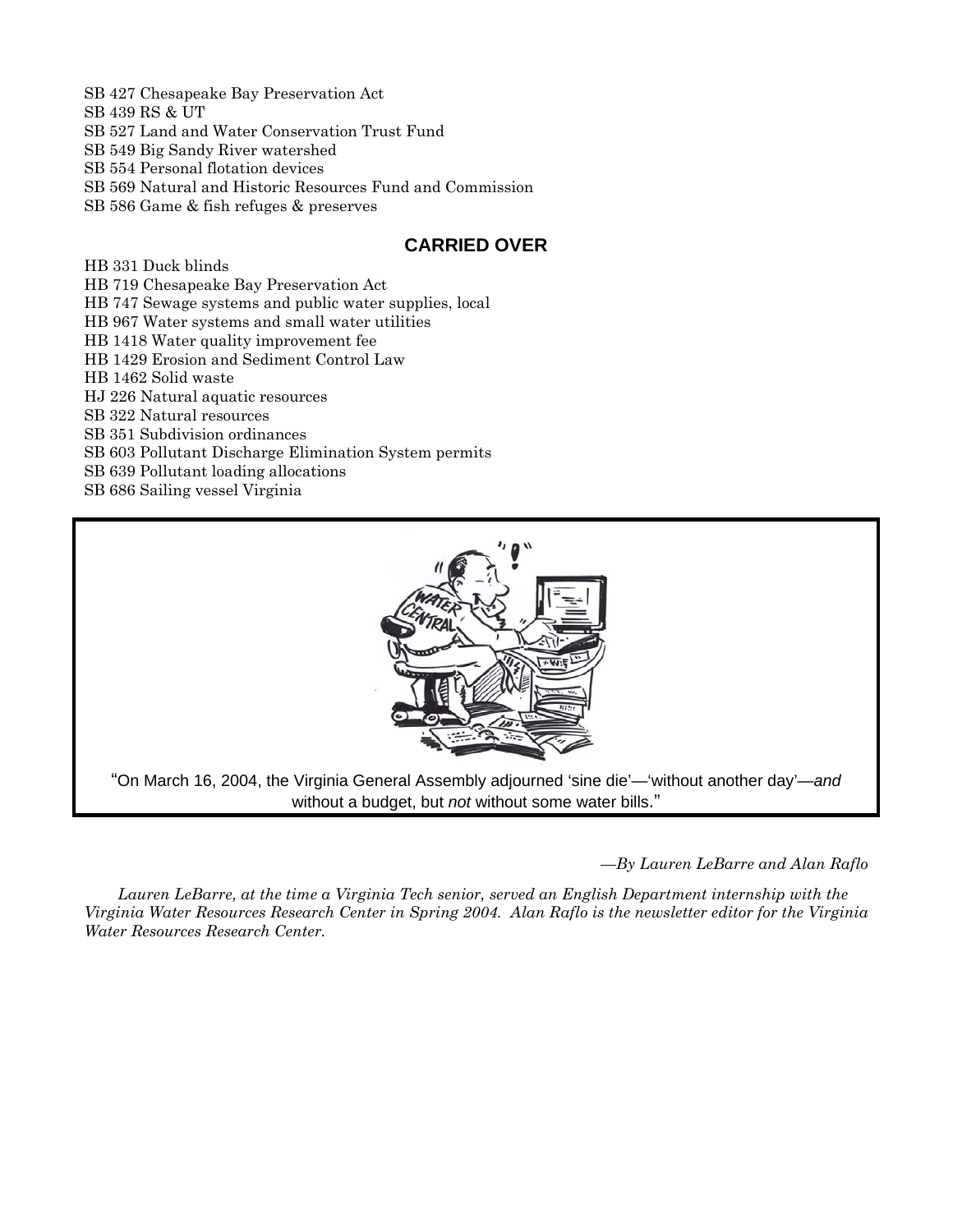SB 427 Chesapeake Bay Preservation Act
SB 439 RS & UT
SB 527 Land and Water Conservation Trust Fund
SB 549 Big Sandy River watershed
SB 554 Personal flotation devices
SB 569 Natural and Historic Resources Fund and Commission
SB 586 Game & fish refuges & preserves

## CARRIED OVER

HB 331 Duck blinds
HB 719 Chesapeake Bay Preservation Act
HB 747 Sewage systems and public water supplies, local
HB 967 Water systems and small water utilities
HB 1418 Water quality improvement fee
HB 1429 Erosion and Sediment Control Law
HB 1462 Solid waste
HJ 226 Natural aquatic resources
SB 322 Natural resources
SB 351 Subdivision ordinances
SB 603 Pollutant Discharge Elimination System permits
SB 639 Pollutant loading allocations
SB 686 Sailing vessel Virginia

"On March 16, 2004, the Virginia General Assembly adjourned 'sine die'—'without another day'—*and* without a budget, but *not* without some water bills."

*—By Lauren LeBarre and Alan Raflo*

*Lauren LeBarre, at the time a Virginia Tech senior, served an English Department internship with the Virginia Water Resources Research Center in Spring 2004. Alan Raflo is the newsletter editor for the Virginia Water Resources Research Center.*